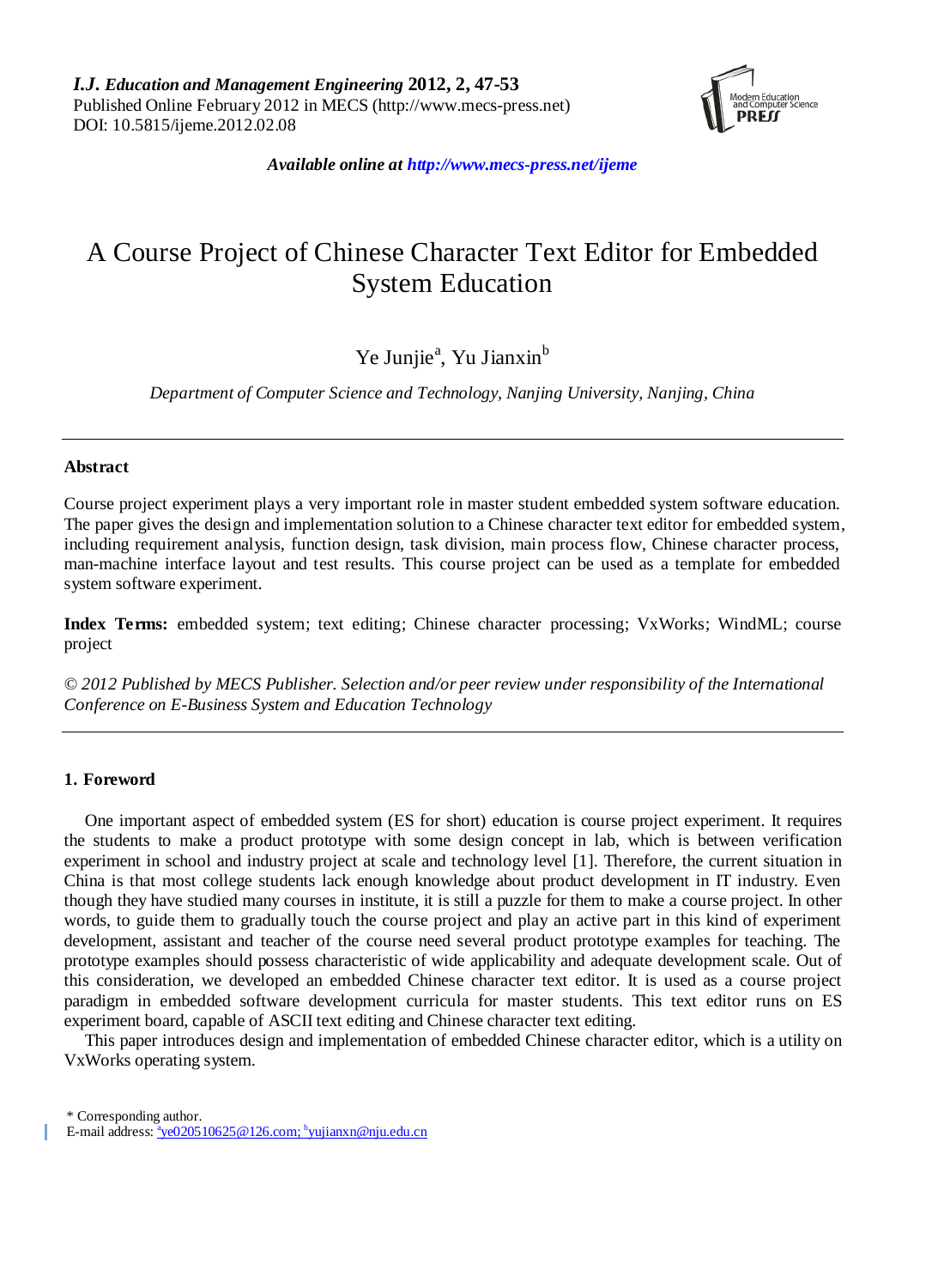# A Course Project of Chinese Character Text Editor for Embedded System Education

Ye Junjie[a], Yu Jianxin[b]

*Department of Computer Science and Technology, Nanjing University, Nanjing, China*

---

## Abstract

Course project experiment plays a very important role in master student embedded system software education. The paper gives the design and implementation solution to a Chinese character text editor for embedded system, including requirement analysis, function design, task division, main process flow, Chinese character process, man-machine interface layout and test results. This course project can be used as a template for embedded system software experiment.

**Index Terms:** embedded system; text editing; Chinese character processing; VxWorks; WindML; course project

*© 2012 Published by MECS Publisher. Selection and/or peer review under responsibility of the International Conference on E-Business System and Education Technology*

---

## 1. Foreword

One important aspect of embedded system (ES for short) education is course project experiment. It requires the students to make a product prototype with some design concept in lab, which is between verification experiment in school and industry project at scale and technology level [1]. Therefore, the current situation in China is that most college students lack enough knowledge about product development in IT industry. Even though they have studied many courses in institute, it is still a puzzle for them to make a course project. In other words, to guide them to gradually touch the course project and play an active part in this kind of experiment development, assistant and teacher of the course need several product prototype examples for teaching. The prototype examples should possess characteristic of wide applicability and adequate development scale. Out of this consideration, we developed an embedded Chinese character text editor. It is used as a course project paradigm in embedded software development curricula for master students. This text editor runs on ES experiment board, capable of ASCII text editing and Chinese character text editing.

This paper introduces design and implementation of embedded Chinese character editor, which is a utility on VxWorks operating system.

---

\* Corresponding author.
E-mail address: [a]ye020510625@126.com; [b]yujianxn@nju.edu.cn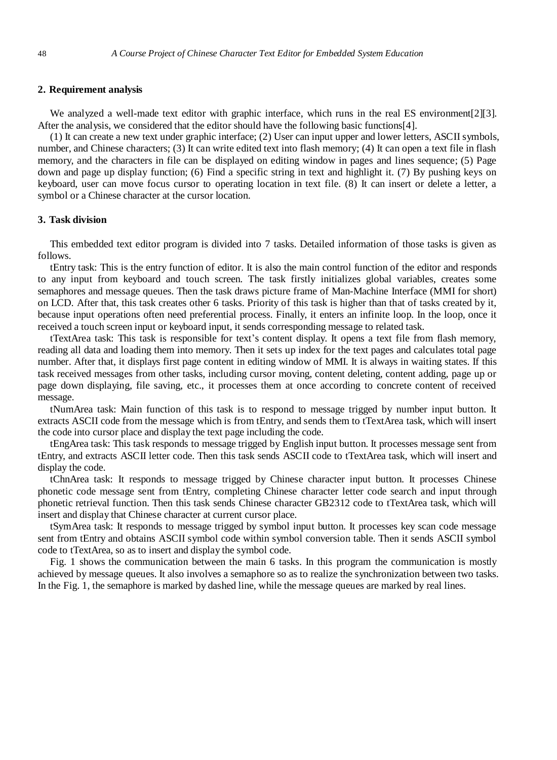## 2. Requirement analysis

We analyzed a well-made text editor with graphic interface, which runs in the real ES environment[2][3]. After the analysis, we considered that the editor should have the following basic functions[4].

(1) It can create a new text under graphic interface; (2) User can input upper and lower letters, ASCII symbols, number, and Chinese characters; (3) It can write edited text into flash memory; (4) It can open a text file in flash memory, and the characters in file can be displayed on editing window in pages and lines sequence; (5) Page down and page up display function; (6) Find a specific string in text and highlight it. (7) By pushing keys on keyboard, user can move focus cursor to operating location in text file. (8) It can insert or delete a letter, a symbol or a Chinese character at the cursor location.

## 3. Task division

This embedded text editor program is divided into 7 tasks. Detailed information of those tasks is given as follows.

tEntry task: This is the entry function of editor. It is also the main control function of the editor and responds to any input from keyboard and touch screen. The task firstly initializes global variables, creates some semaphores and message queues. Then the task draws picture frame of Man-Machine Interface (MMI for short) on LCD. After that, this task creates other 6 tasks. Priority of this task is higher than that of tasks created by it, because input operations often need preferential process. Finally, it enters an infinite loop. In the loop, once it received a touch screen input or keyboard input, it sends corresponding message to related task.

tTextArea task: This task is responsible for text's content display. It opens a text file from flash memory, reading all data and loading them into memory. Then it sets up index for the text pages and calculates total page number. After that, it displays first page content in editing window of MMI. It is always in waiting states. If this task received messages from other tasks, including cursor moving, content deleting, content adding, page up or page down displaying, file saving, etc., it processes them at once according to concrete content of received message.

tNumArea task: Main function of this task is to respond to message trigged by number input button. It extracts ASCII code from the message which is from tEntry, and sends them to tTextArea task, which will insert the code into cursor place and display the text page including the code.

tEngArea task: This task responds to message trigged by English input button. It processes message sent from tEntry, and extracts ASCII letter code. Then this task sends ASCII code to tTextArea task, which will insert and display the code.

tChnArea task: It responds to message trigged by Chinese character input button. It processes Chinese phonetic code message sent from tEntry, completing Chinese character letter code search and input through phonetic retrieval function. Then this task sends Chinese character GB2312 code to tTextArea task, which will insert and display that Chinese character at current cursor place.

tSymArea task: It responds to message trigged by symbol input button. It processes key scan code message sent from tEntry and obtains ASCII symbol code within symbol conversion table. Then it sends ASCII symbol code to tTextArea, so as to insert and display the symbol code.

Fig. 1 shows the communication between the main 6 tasks. In this program the communication is mostly achieved by message queues. It also involves a semaphore so as to realize the synchronization between two tasks. In the Fig. 1, the semaphore is marked by dashed line, while the message queues are marked by real lines.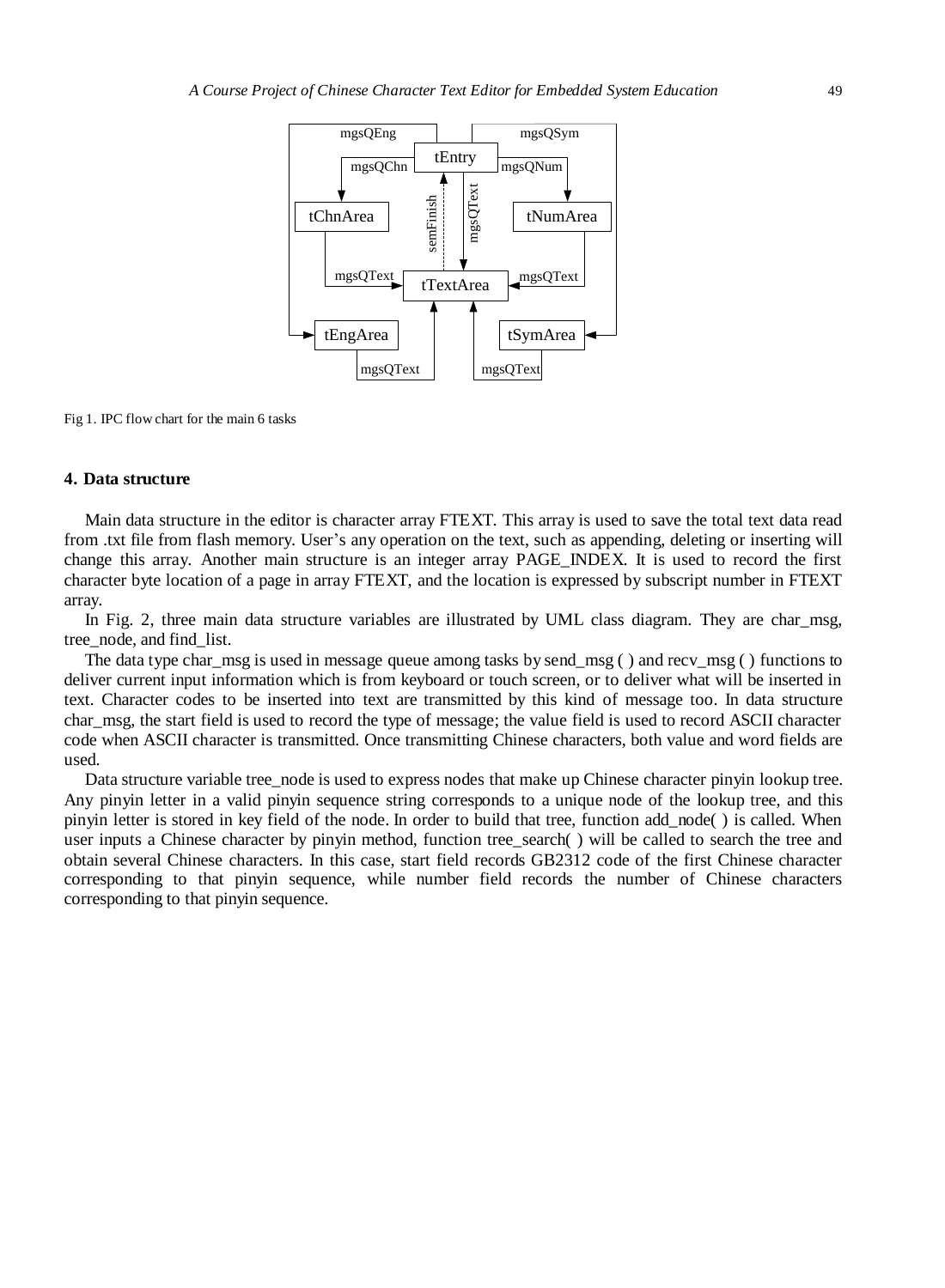Fig 1. IPC flow chart for the main 6 tasks

## 4. Data structure

Main data structure in the editor is character array FTEXT. This array is used to save the total text data read from .txt file from flash memory. User's any operation on the text, such as appending, deleting or inserting will change this array. Another main structure is an integer array PAGE_INDEX. It is used to record the first character byte location of a page in array FTEXT, and the location is expressed by subscript number in FTEXT array.

In Fig. 2, three main data structure variables are illustrated by UML class diagram. They are char_msg, tree_node, and find_list.

The data type char_msg is used in message queue among tasks by send_msg ( ) and recv_msg ( ) functions to deliver current input information which is from keyboard or touch screen, or to deliver what will be inserted in text. Character codes to be inserted into text are transmitted by this kind of message too. In data structure char_msg, the start field is used to record the type of message; the value field is used to record ASCII character code when ASCII character is transmitted. Once transmitting Chinese characters, both value and word fields are used.

Data structure variable tree_node is used to express nodes that make up Chinese character pinyin lookup tree. Any pinyin letter in a valid pinyin sequence string corresponds to a unique node of the lookup tree, and this pinyin letter is stored in key field of the node. In order to build that tree, function add_node( ) is called. When user inputs a Chinese character by pinyin method, function tree_search( ) will be called to search the tree and obtain several Chinese characters. In this case, start field records GB2312 code of the first Chinese character corresponding to that pinyin sequence, while number field records the number of Chinese characters corresponding to that pinyin sequence.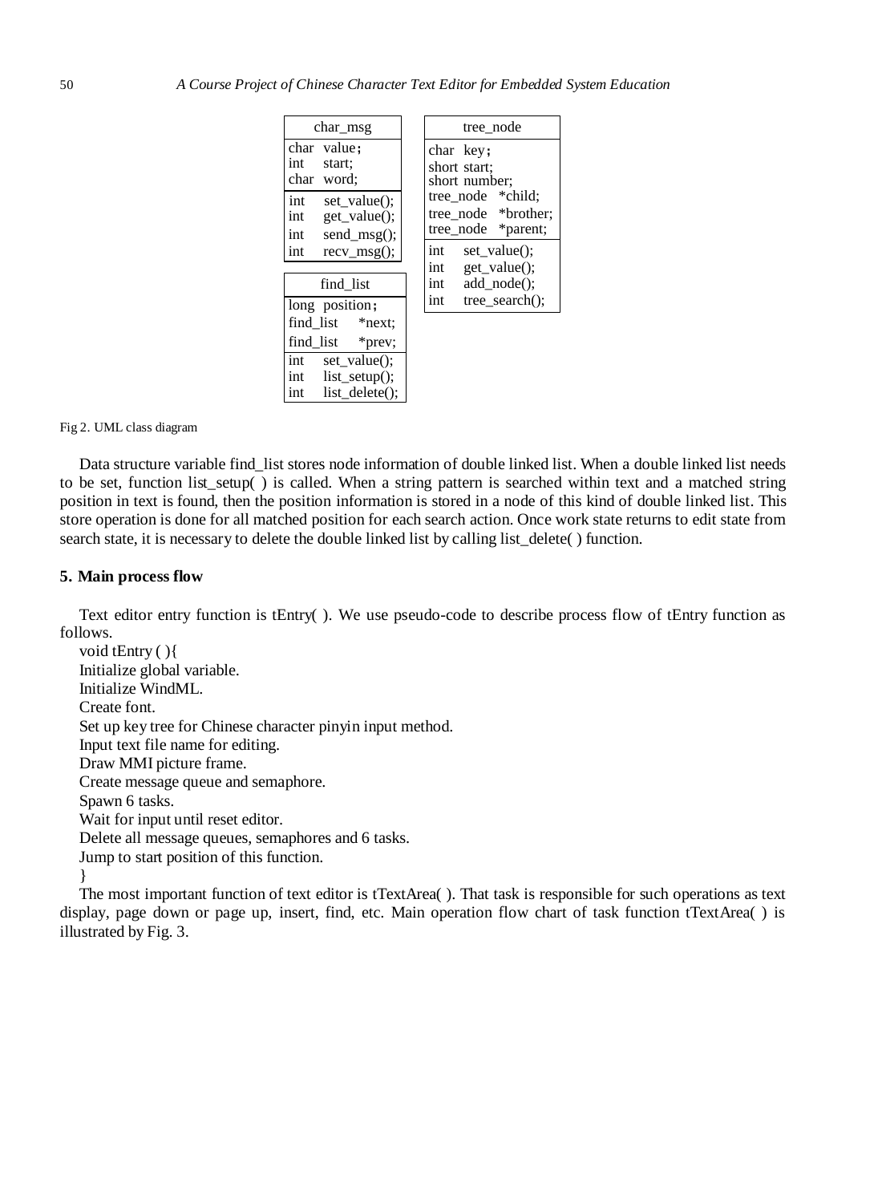| char_msg |
|---|
| char value; |
| int start; |
| char word; |
| int set_value(); |
| int get_value(); |
| int send_msg(); |
| int recv_msg(); |

| find_list |
|---|
| long position; |
| find_list *next; |
| find_list *prev; |
| int set_value(); |
| int list_setup(); |
| int list_delete(); |

| tree_node |
|---|
| char key; |
| short start; |
| short number; |
| tree_node *child; |
| tree_node *brother; |
| tree_node *parent; |
| int set_value(); |
| int get_value(); |
| int add_node(); |
| int tree_search(); |

Fig 2. UML class diagram

Data structure variable find_list stores node information of double linked list. When a double linked list needs to be set, function list_setup( ) is called. When a string pattern is searched within text and a matched string position in text is found, then the position information is stored in a node of this kind of double linked list. This store operation is done for all matched position for each search action. Once work state returns to edit state from search state, it is necessary to delete the double linked list by calling list_delete( ) function.

## 5. Main process flow

Text editor entry function is tEntry( ). We use pseudo-code to describe process flow of tEntry function as follows.

```
void tEntry ( ){
Initialize global variable.
Initialize WindML.
Create font.
Set up key tree for Chinese character pinyin input method.
Input text file name for editing.
Draw MMI picture frame.
Create message queue and semaphore.
Spawn 6 tasks.
Wait for input until reset editor.
Delete all message queues, semaphores and 6 tasks.
Jump to start position of this function.
}
```

The most important function of text editor is tTextArea( ). That task is responsible for such operations as text display, page down or page up, insert, find, etc. Main operation flow chart of task function tTextArea( ) is illustrated by Fig. 3.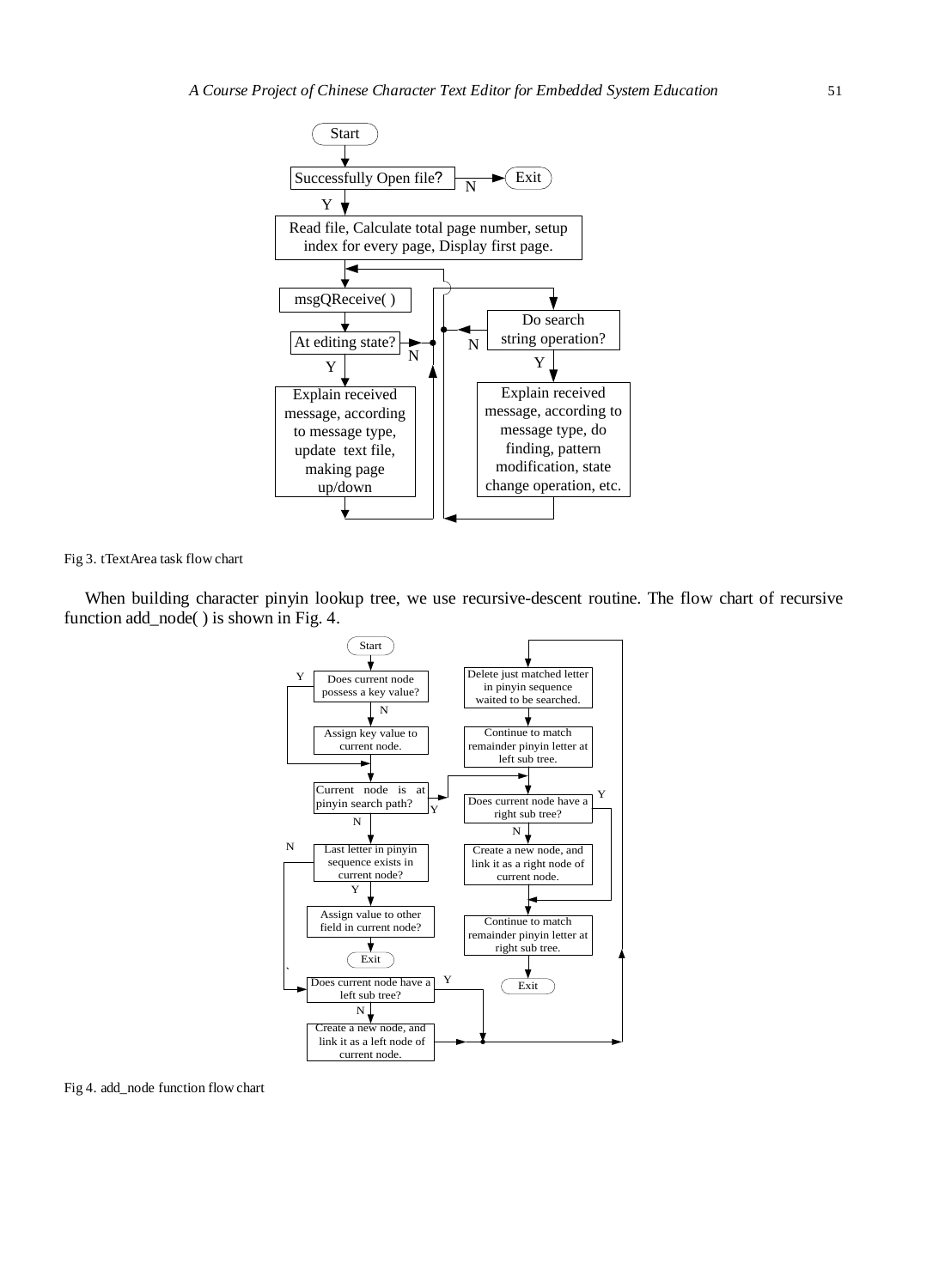Fig 3. tTextArea task flow chart

When building character pinyin lookup tree, we use recursive-descent routine. The flow chart of recursive function add_node( ) is shown in Fig. 4.

Fig 4. add_node function flow chart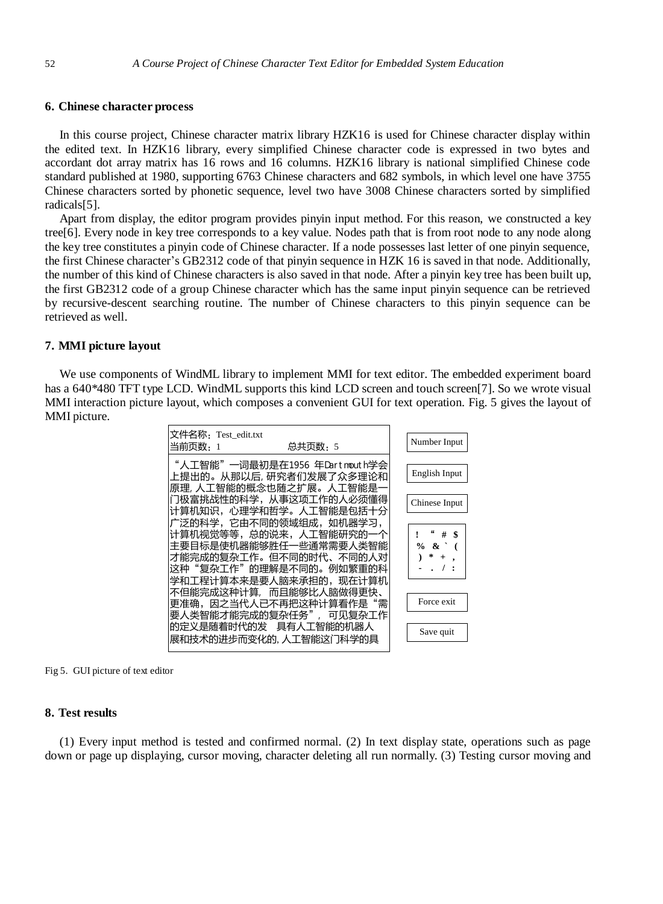## 6. Chinese character process

In this course project, Chinese character matrix library HZK16 is used for Chinese character display within the edited text. In HZK16 library, every simplified Chinese character code is expressed in two bytes and accordant dot array matrix has 16 rows and 16 columns. HZK16 library is national simplified Chinese code standard published at 1980, supporting 6763 Chinese characters and 682 symbols, in which level one have 3755 Chinese characters sorted by phonetic sequence, level two have 3008 Chinese characters sorted by simplified radicals[5].

Apart from display, the editor program provides pinyin input method. For this reason, we constructed a key tree[6]. Every node in key tree corresponds to a key value. Nodes path that is from root node to any node along the key tree constitutes a pinyin code of Chinese character. If a node possesses last letter of one pinyin sequence, the first Chinese character's GB2312 code of that pinyin sequence in HZK 16 is saved in that node. Additionally, the number of this kind of Chinese characters is also saved in that node. After a pinyin key tree has been built up, the first GB2312 code of a group Chinese character which has the same input pinyin sequence can be retrieved by recursive-descent searching routine. The number of Chinese characters to this pinyin sequence can be retrieved as well.

## 7. MMI picture layout

We use components of WindML library to implement MMI for text editor. The embedded experiment board has a 640*480 TFT type LCD. WindML supports this kind LCD screen and touch screen[7]. So we wrote visual MMI interaction picture layout, which composes a convenient GUI for text operation. Fig. 5 gives the layout of MMI picture.

文件名称：Test_edit.txt
当前页数：1　　　　　　　总共页数：5

"人工智能"一词最初是在1956 年Dartmouth学会上提出的。从那以后, 研究者们发展了众多理论和原理, 人工智能的概念也随之扩展。人工智能是一门极富挑战性的科学，从事这项工作的人必须懂得计算机知识，心理学和哲学。人工智能是包括十分广泛的科学，它由不同的领域组成，如机器学习，计算机视觉等等，总的说来，人工智能研究的一个主要目标是使机器能够胜任一些通常需要人类智能才能完成的复杂工作。但不同的时代、不同的人对这种"复杂工作"的理解是不同的。例如繁重的科学和工程计算本来是要人脑来承担的，现在计算机不但能完成这种计算, 而且能够比人脑做得更快、更准确，因之当代人已不再把这种计算看作是"需要人类智能才能完成的复杂任务", 可见复杂工作的定义是随着时代的发　具有人工智能的机器人展和技术的进步而变化的, 人工智能这门科学的具

Number Input | English Input | Chinese Input | ! " # $ % & ` ( ) * + , - . / : | Force exit | Save quit

Fig 5. GUI picture of text editor

## 8. Test results

(1) Every input method is tested and confirmed normal. (2) In text display state, operations such as page down or page up displaying, cursor moving, character deleting all run normally. (3) Testing cursor moving and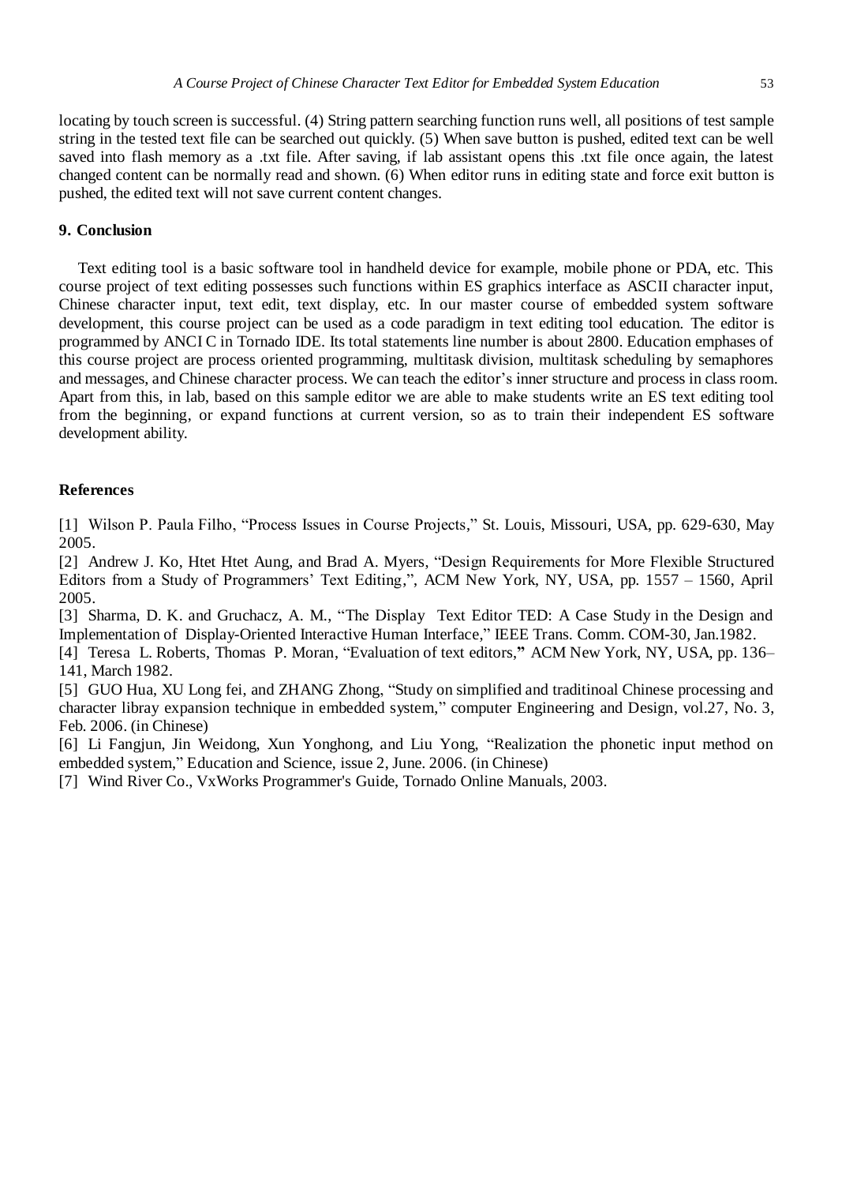locating by touch screen is successful. (4) String pattern searching function runs well, all positions of test sample string in the tested text file can be searched out quickly. (5) When save button is pushed, edited text can be well saved into flash memory as a .txt file. After saving, if lab assistant opens this .txt file once again, the latest changed content can be normally read and shown. (6) When editor runs in editing state and force exit button is pushed, the edited text will not save current content changes.

## 9. Conclusion

Text editing tool is a basic software tool in handheld device for example, mobile phone or PDA, etc. This course project of text editing possesses such functions within ES graphics interface as ASCII character input, Chinese character input, text edit, text display, etc. In our master course of embedded system software development, this course project can be used as a code paradigm in text editing tool education. The editor is programmed by ANCI C in Tornado IDE. Its total statements line number is about 2800. Education emphases of this course project are process oriented programming, multitask division, multitask scheduling by semaphores and messages, and Chinese character process. We can teach the editor's inner structure and process in class room. Apart from this, in lab, based on this sample editor we are able to make students write an ES text editing tool from the beginning, or expand functions at current version, so as to train their independent ES software development ability.

## References

[1] Wilson P. Paula Filho, "Process Issues in Course Projects," St. Louis, Missouri, USA, pp. 629-630, May 2005.

[2] Andrew J. Ko, Htet Htet Aung, and Brad A. Myers, "Design Requirements for More Flexible Structured Editors from a Study of Programmers' Text Editing,", ACM New York, NY, USA, pp. 1557 – 1560, April 2005.

[3] Sharma, D. K. and Gruchacz, A. M., "The Display Text Editor TED: A Case Study in the Design and Implementation of Display-Oriented Interactive Human Interface," IEEE Trans. Comm. COM-30, Jan.1982.

[4] Teresa L. Roberts, Thomas P. Moran, "Evaluation of text editors," ACM New York, NY, USA, pp. 136–141, March 1982.

[5] GUO Hua, XU Long fei, and ZHANG Zhong, "Study on simplified and traditinoal Chinese processing and character libray expansion technique in embedded system," computer Engineering and Design, vol.27, No. 3, Feb. 2006. (in Chinese)

[6] Li Fangjun, Jin Weidong, Xun Yonghong, and Liu Yong, "Realization the phonetic input method on embedded system," Education and Science, issue 2, June. 2006. (in Chinese)

[7] Wind River Co., VxWorks Programmer's Guide, Tornado Online Manuals, 2003.